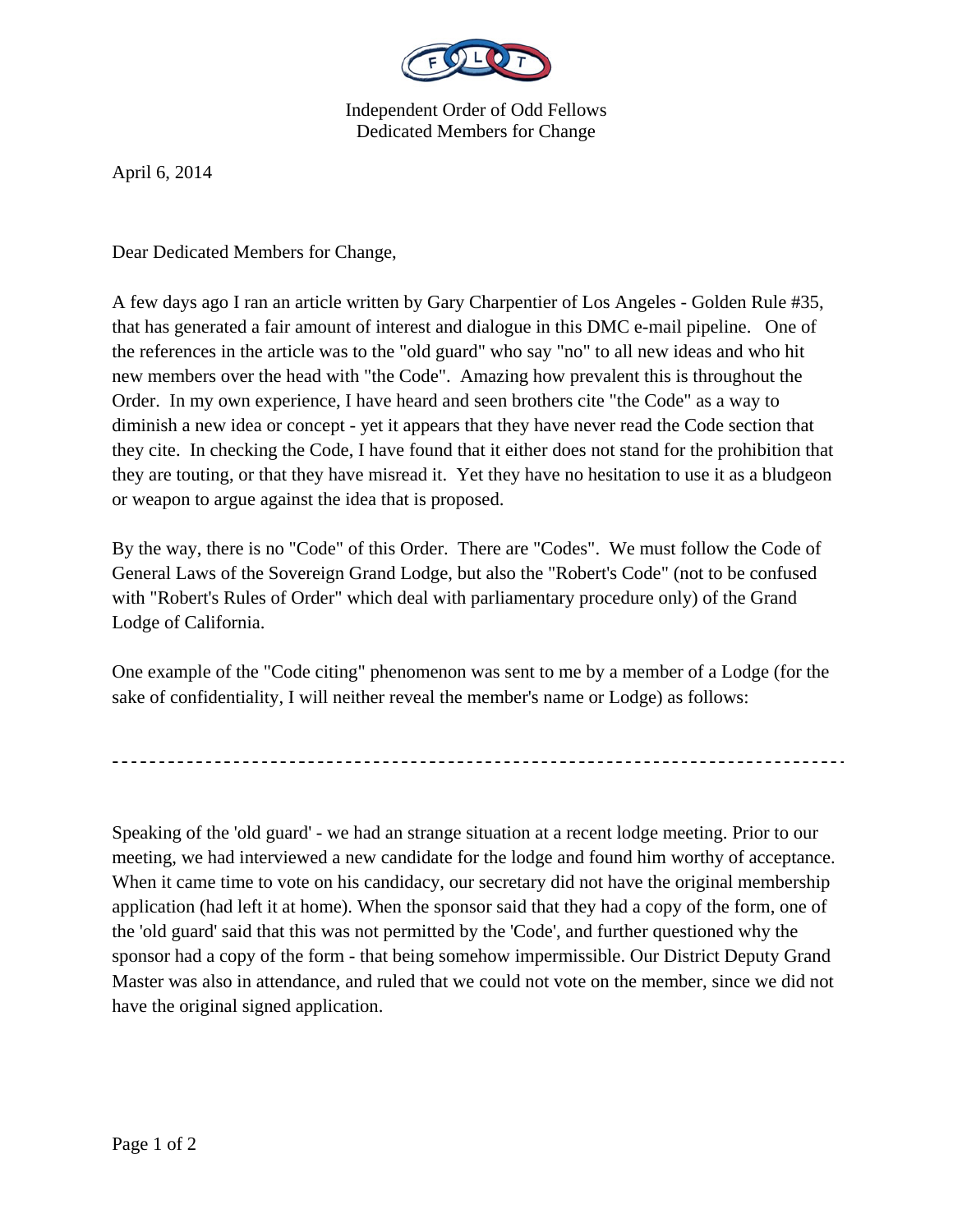Independent Order of Odd Fellows
Dedicated Members for Change

April 6, 2014

Dear Dedicated Members for Change,

A few days ago I ran an article written by Gary Charpentier of Los Angeles - Golden Rule #35, that has generated a fair amount of interest and dialogue in this DMC e-mail pipeline. One of the references in the article was to the "old guard" who say "no" to all new ideas and who hit new members over the head with "the Code". Amazing how prevalent this is throughout the Order. In my own experience, I have heard and seen brothers cite "the Code" as a way to diminish a new idea or concept - yet it appears that they have never read the Code section that they cite. In checking the Code, I have found that it either does not stand for the prohibition that they are touting, or that they have misread it. Yet they have no hesitation to use it as a bludgeon or weapon to argue against the idea that is proposed.

By the way, there is no "Code" of this Order. There are "Codes". We must follow the Code of General Laws of the Sovereign Grand Lodge, but also the "Robert's Code" (not to be confused with "Robert's Rules of Order" which deal with parliamentary procedure only) of the Grand Lodge of California.

One example of the "Code citing" phenomenon was sent to me by a member of a Lodge (for the sake of confidentiality, I will neither reveal the member's name or Lodge) as follows:

---

Speaking of the 'old guard' - we had an strange situation at a recent lodge meeting. Prior to our meeting, we had interviewed a new candidate for the lodge and found him worthy of acceptance. When it came time to vote on his candidacy, our secretary did not have the original membership application (had left it at home). When the sponsor said that they had a copy of the form, one of the 'old guard' said that this was not permitted by the 'Code', and further questioned why the sponsor had a copy of the form - that being somehow impermissible. Our District Deputy Grand Master was also in attendance, and ruled that we could not vote on the member, since we did not have the original signed application.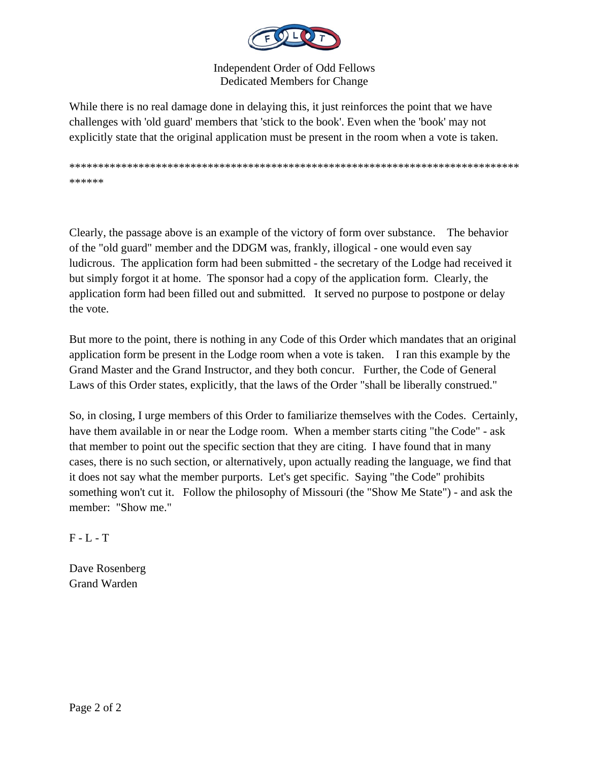Independent Order of Odd Fellows
Dedicated Members for Change

While there is no real damage done in delaying this, it just reinforces the point that we have challenges with 'old guard' members that 'stick to the book'. Even when the 'book' may not explicitly state that the original application must be present in the room when a vote is taken.

************************************************************************************

Clearly, the passage above is an example of the victory of form over substance. The behavior of the "old guard" member and the DDGM was, frankly, illogical - one would even say ludicrous. The application form had been submitted - the secretary of the Lodge had received it but simply forgot it at home. The sponsor had a copy of the application form. Clearly, the application form had been filled out and submitted. It served no purpose to postpone or delay the vote.

But more to the point, there is nothing in any Code of this Order which mandates that an original application form be present in the Lodge room when a vote is taken. I ran this example by the Grand Master and the Grand Instructor, and they both concur. Further, the Code of General Laws of this Order states, explicitly, that the laws of the Order "shall be liberally construed."

So, in closing, I urge members of this Order to familiarize themselves with the Codes. Certainly, have them available in or near the Lodge room. When a member starts citing "the Code" - ask that member to point out the specific section that they are citing. I have found that in many cases, there is no such section, or alternatively, upon actually reading the language, we find that it does not say what the member purports. Let's get specific. Saying "the Code" prohibits something won't cut it. Follow the philosophy of Missouri (the "Show Me State") - and ask the member: "Show me."

F - L - T

Dave Rosenberg
Grand Warden